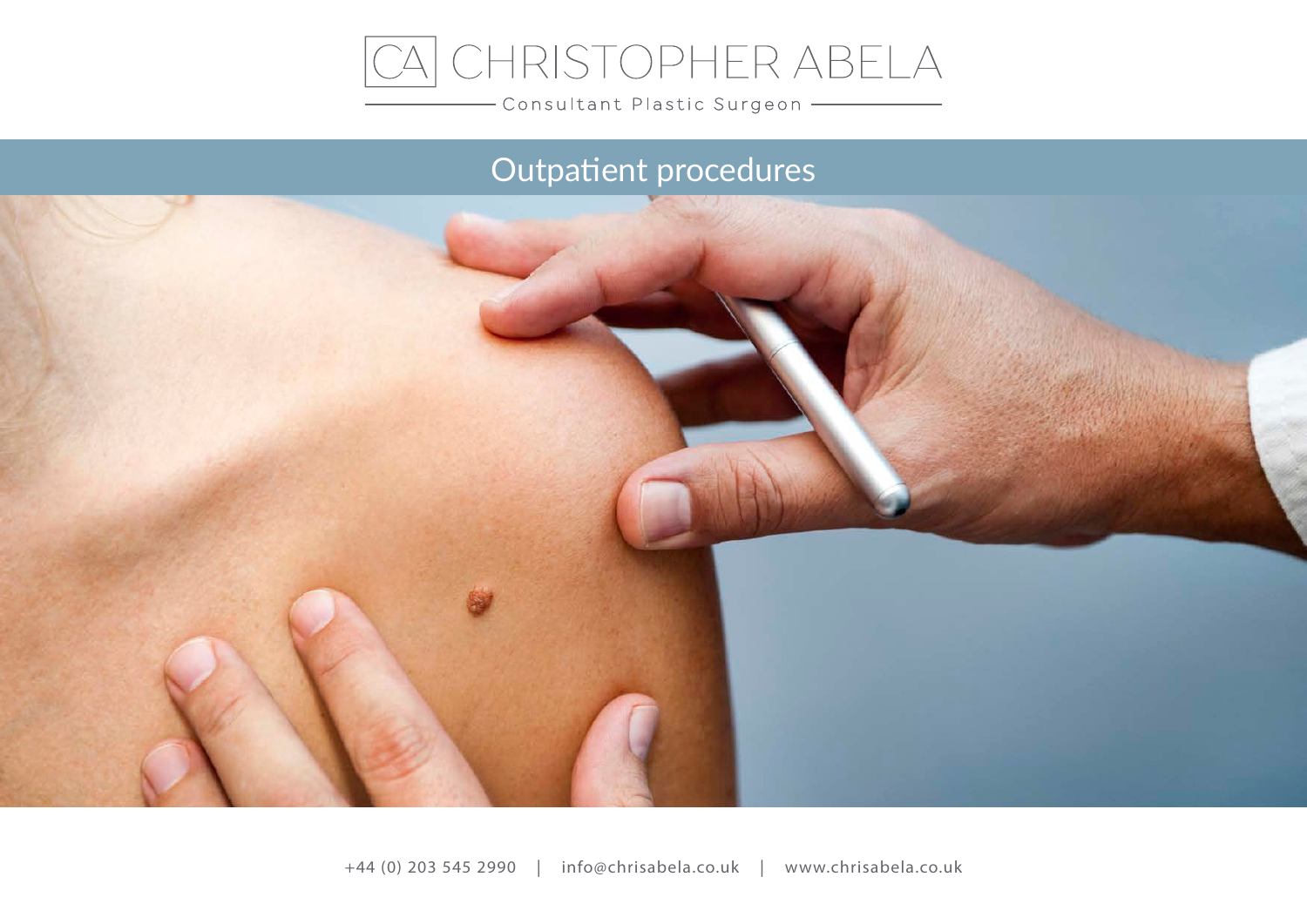CHRISTOPHER ABELA

Consultant Plastic Surgeon

# Outpatient procedures

+44 (0) 203 545 2990 | info@chrisabela.co.uk | www.chrisabela.co.uk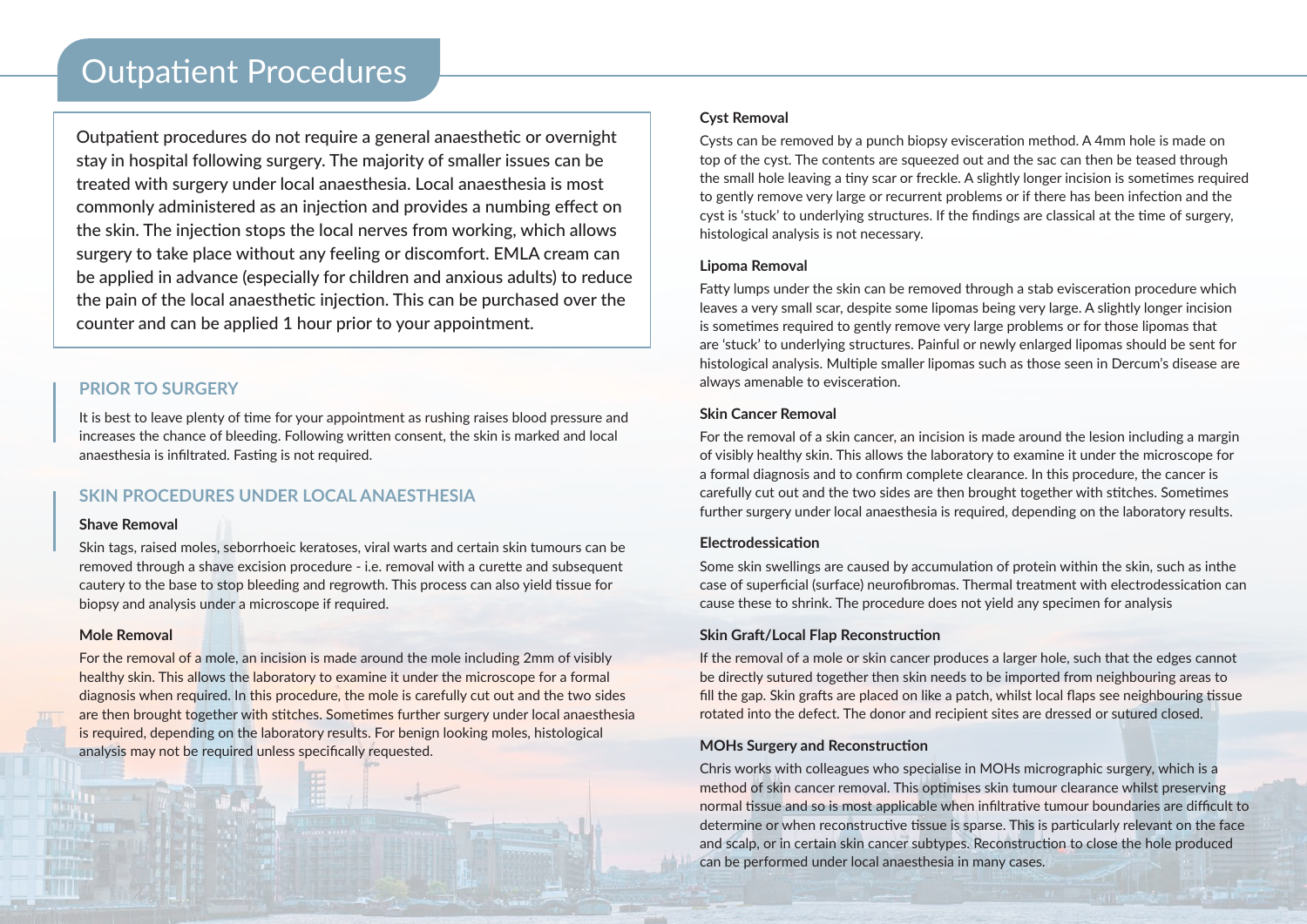# Outpatient Procedures

Outpatient procedures do not require a general anaesthetic or overnight stay in hospital following surgery. The majority of smaller issues can be treated with surgery under local anaesthesia. Local anaesthesia is most commonly administered as an injection and provides a numbing effect on the skin. The injection stops the local nerves from working, which allows surgery to take place without any feeling or discomfort. EMLA cream can be applied in advance (especially for children and anxious adults) to reduce the pain of the local anaesthetic injection. This can be purchased over the counter and can be applied 1 hour prior to your appointment.

## PRIOR TO SURGERY

It is best to leave plenty of time for your appointment as rushing raises blood pressure and increases the chance of bleeding. Following written consent, the skin is marked and local anaesthesia is infiltrated. Fasting is not required.

## SKIN PROCEDURES UNDER LOCAL ANAESTHESIA

### Shave Removal

Skin tags, raised moles, seborrhoeic keratoses, viral warts and certain skin tumours can be removed through a shave excision procedure - i.e. removal with a curette and subsequent cautery to the base to stop bleeding and regrowth. This process can also yield tissue for biopsy and analysis under a microscope if required.

### Mole Removal

For the removal of a mole, an incision is made around the mole including 2mm of visibly healthy skin. This allows the laboratory to examine it under the microscope for a formal diagnosis when required. In this procedure, the mole is carefully cut out and the two sides are then brought together with stitches. Sometimes further surgery under local anaesthesia is required, depending on the laboratory results. For benign looking moles, histological analysis may not be required unless specifically requested.

### Cyst Removal

Cysts can be removed by a punch biopsy evisceration method. A 4mm hole is made on top of the cyst. The contents are squeezed out and the sac can then be teased through the small hole leaving a tiny scar or freckle. A slightly longer incision is sometimes required to gently remove very large or recurrent problems or if there has been infection and the cyst is 'stuck' to underlying structures. If the findings are classical at the time of surgery, histological analysis is not necessary.

### Lipoma Removal

Fatty lumps under the skin can be removed through a stab evisceration procedure which leaves a very small scar, despite some lipomas being very large. A slightly longer incision is sometimes required to gently remove very large problems or for those lipomas that are 'stuck' to underlying structures. Painful or newly enlarged lipomas should be sent for histological analysis. Multiple smaller lipomas such as those seen in Dercum's disease are always amenable to evisceration.

### Skin Cancer Removal

For the removal of a skin cancer, an incision is made around the lesion including a margin of visibly healthy skin. This allows the laboratory to examine it under the microscope for a formal diagnosis and to confirm complete clearance. In this procedure, the cancer is carefully cut out and the two sides are then brought together with stitches. Sometimes further surgery under local anaesthesia is required, depending on the laboratory results.

### Electrodesiccation

Some skin swellings are caused by accumulation of protein within the skin, such as inthe case of superficial (surface) neurofibromas. Thermal treatment with electrodessication can cause these to shrink. The procedure does not yield any specimen for analysis

### Skin Graft/Local Flap Reconstruction

If the removal of a mole or skin cancer produces a larger hole, such that the edges cannot be directly sutured together then skin needs to be imported from neighbouring areas to fill the gap. Skin grafts are placed on like a patch, whilst local flaps see neighbouring tissue rotated into the defect. The donor and recipient sites are dressed or sutured closed.

### MOHs Surgery and Reconstruction

Chris works with colleagues who specialise in MOHs micrographic surgery, which is a method of skin cancer removal. This optimises skin tumour clearance whilst preserving normal tissue and so is most applicable when infiltrative tumour boundaries are difficult to determine or when reconstructive tissue is sparse. This is particularly relevant on the face and scalp, or in certain skin cancer subtypes. Reconstruction to close the hole produced can be performed under local anaesthesia in many cases.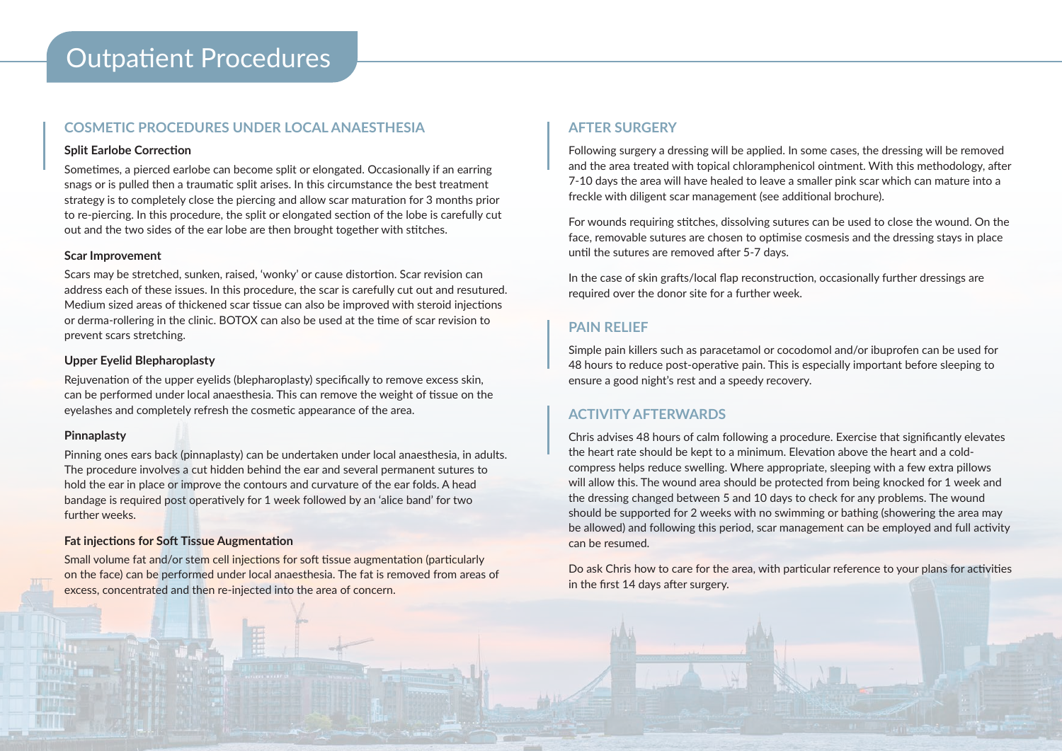# Outpatient Procedures

## COSMETIC PROCEDURES UNDER LOCAL ANAESTHESIA

### Split Earlobe Correction

Sometimes, a pierced earlobe can become split or elongated. Occasionally if an earring snags or is pulled then a traumatic split arises. In this circumstance the best treatment strategy is to completely close the piercing and allow scar maturation for 3 months prior to re-piercing. In this procedure, the split or elongated section of the lobe is carefully cut out and the two sides of the ear lobe are then brought together with stitches.

### Scar Improvement

Scars may be stretched, sunken, raised, 'wonky' or cause distortion. Scar revision can address each of these issues. In this procedure, the scar is carefully cut out and resutured. Medium sized areas of thickened scar tissue can also be improved with steroid injections or derma-rollering in the clinic. BOTOX can also be used at the time of scar revision to prevent scars stretching.

### Upper Eyelid Blepharoplasty

Rejuvenation of the upper eyelids (blepharoplasty) specifically to remove excess skin, can be performed under local anaesthesia. This can remove the weight of tissue on the eyelashes and completely refresh the cosmetic appearance of the area.

### Pinnaplasty

Pinning ones ears back (pinnaplasty) can be undertaken under local anaesthesia, in adults. The procedure involves a cut hidden behind the ear and several permanent sutures to hold the ear in place or improve the contours and curvature of the ear folds. A head bandage is required post operatively for 1 week followed by an 'alice band' for two further weeks.

### Fat injections for Soft Tissue Augmentation

Small volume fat and/or stem cell injections for soft tissue augmentation (particularly on the face) can be performed under local anaesthesia. The fat is removed from areas of excess, concentrated and then re-injected into the area of concern.

## AFTER SURGERY

Following surgery a dressing will be applied. In some cases, the dressing will be removed and the area treated with topical chloramphenicol ointment. With this methodology, after 7-10 days the area will have healed to leave a smaller pink scar which can mature into a freckle with diligent scar management (see additional brochure).

For wounds requiring stitches, dissolving sutures can be used to close the wound. On the face, removable sutures are chosen to optimise cosmesis and the dressing stays in place until the sutures are removed after 5-7 days.

In the case of skin grafts/local flap reconstruction, occasionally further dressings are required over the donor site for a further week.

## PAIN RELIEF

Simple pain killers such as paracetamol or cocodomol and/or ibuprofen can be used for 48 hours to reduce post-operative pain. This is especially important before sleeping to ensure a good night's rest and a speedy recovery.

## ACTIVITY AFTERWARDS

Chris advises 48 hours of calm following a procedure. Exercise that significantly elevates the heart rate should be kept to a minimum. Elevation above the heart and a cold-compress helps reduce swelling. Where appropriate, sleeping with a few extra pillows will allow this. The wound area should be protected from being knocked for 1 week and the dressing changed between 5 and 10 days to check for any problems. The wound should be supported for 2 weeks with no swimming or bathing (showering the area may be allowed) and following this period, scar management can be employed and full activity can be resumed.

Do ask Chris how to care for the area, with particular reference to your plans for activities in the first 14 days after surgery.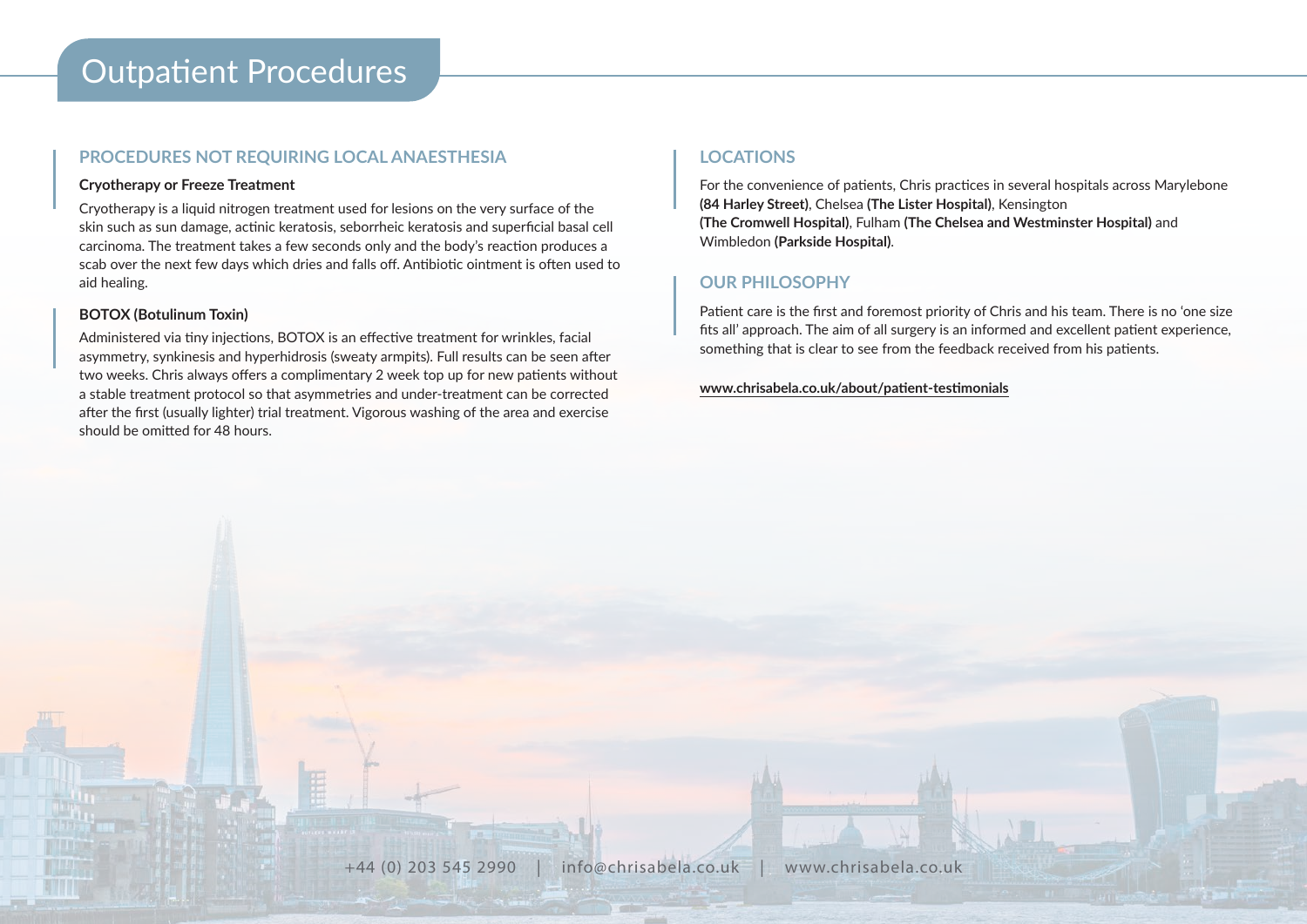# Outpatient Procedures

## PROCEDURES NOT REQUIRING LOCAL ANAESTHESIA

### Cryotherapy or Freeze Treatment

Cryotherapy is a liquid nitrogen treatment used for lesions on the very surface of the skin such as sun damage, actinic keratosis, seborrheic keratosis and superficial basal cell carcinoma. The treatment takes a few seconds only and the body's reaction produces a scab over the next few days which dries and falls off. Antibiotic ointment is often used to aid healing.

### BOTOX (Botulinum Toxin)

Administered via tiny injections, BOTOX is an effective treatment for wrinkles, facial asymmetry, synkinesis and hyperhidrosis (sweaty armpits). Full results can be seen after two weeks. Chris always offers a complimentary 2 week top up for new patients without a stable treatment protocol so that asymmetries and under-treatment can be corrected after the first (usually lighter) trial treatment. Vigorous washing of the area and exercise should be omitted for 48 hours.

## LOCATIONS

For the convenience of patients, Chris practices in several hospitals across Marylebone **(84 Harley Street)**, Chelsea **(The Lister Hospital)**, Kensington **(The Cromwell Hospital)**, Fulham **(The Chelsea and Westminster Hospital)** and Wimbledon **(Parkside Hospital)**.

## OUR PHILOSOPHY

Patient care is the first and foremost priority of Chris and his team. There is no 'one size fits all' approach. The aim of all surgery is an informed and excellent patient experience, something that is clear to see from the feedback received from his patients.

**www.chrisabela.co.uk/about/patient-testimonials**

+44 (0) 203 545 2990 | info@chrisabela.co.uk | www.chrisabela.co.uk